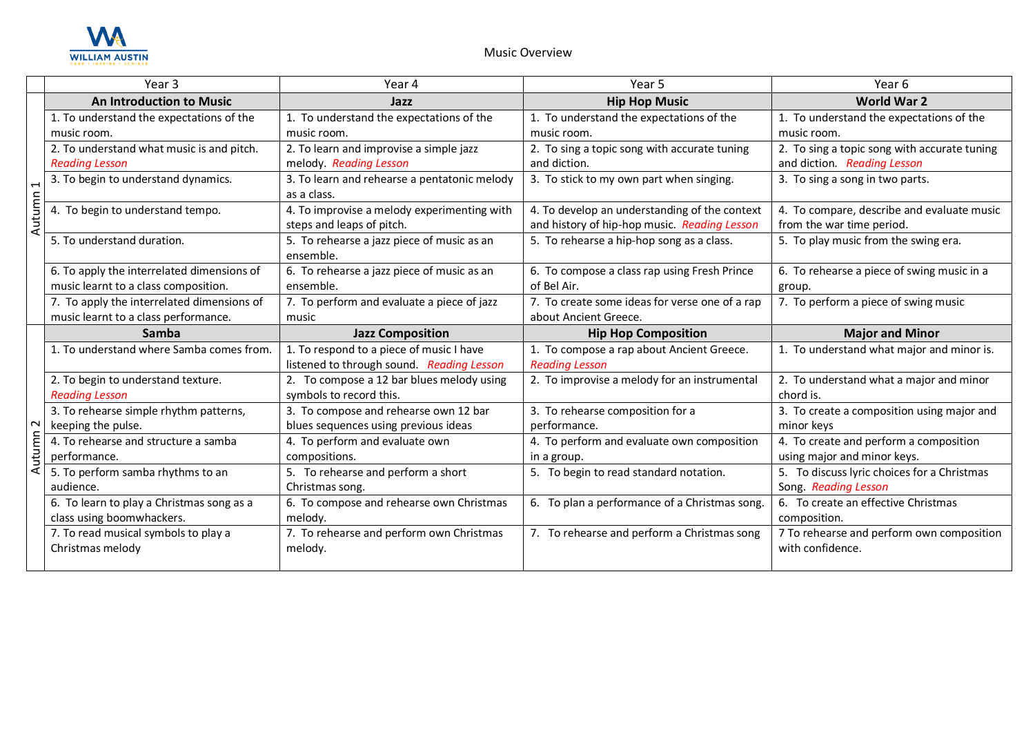# Music Overview

| | Year 3 | Year 4 | Year 5 | Year 6 |
|---|---|---|---|---|
| Autumn 1 | **An Introduction to Music** | **Jazz** | **Hip Hop Music** | **World War 2** |
| | 1. To understand the expectations of the music room. | 1. To understand the expectations of the music room. | 1. To understand the expectations of the music room. | 1. To understand the expectations of the music room. |
| | 2. To understand what music is and pitch. *Reading Lesson* | 2. To learn and improvise a simple jazz melody. *Reading Lesson* | 2. To sing a topic song with accurate tuning and diction. | 2. To sing a topic song with accurate tuning and diction. *Reading Lesson* |
| | 3. To begin to understand dynamics. | 3. To learn and rehearse a pentatonic melody as a class. | 3. To stick to my own part when singing. | 3. To sing a song in two parts. |
| | 4. To begin to understand tempo. | 4. To improvise a melody experimenting with steps and leaps of pitch. | 4. To develop an understanding of the context and history of hip-hop music. *Reading Lesson* | 4. To compare, describe and evaluate music from the war time period. |
| | 5. To understand duration. | 5. To rehearse a jazz piece of music as an ensemble. | 5. To rehearse a hip-hop song as a class. | 5. To play music from the swing era. |
| | 6. To apply the interrelated dimensions of music learnt to a class composition. | 6. To rehearse a jazz piece of music as an ensemble. | 6. To compose a class rap using Fresh Prince of Bel Air. | 6. To rehearse a piece of swing music in a group. |
| | 7. To apply the interrelated dimensions of music learnt to a class performance. | 7. To perform and evaluate a piece of jazz music | 7. To create some ideas for verse one of a rap about Ancient Greece. | 7. To perform a piece of swing music |
| Autumn 2 | **Samba** | **Jazz Composition** | **Hip Hop Composition** | **Major and Minor** |
| | 1. To understand where Samba comes from. | 1. To respond to a piece of music I have listened to through sound. *Reading Lesson* | 1. To compose a rap about Ancient Greece. *Reading Lesson* | 1. To understand what major and minor is. |
| | 2. To begin to understand texture. *Reading Lesson* | 2. To compose a 12 bar blues melody using symbols to record this. | 2. To improvise a melody for an instrumental | 2. To understand what a major and minor chord is. |
| | 3. To rehearse simple rhythm patterns, keeping the pulse. | 3. To compose and rehearse own 12 bar blues sequences using previous ideas | 3. To rehearse composition for a performance. | 3. To create a composition using major and minor keys |
| | 4. To rehearse and structure a samba performance. | 4. To perform and evaluate own compositions. | 4. To perform and evaluate own composition in a group. | 4. To create and perform a composition using major and minor keys. |
| | 5. To perform samba rhythms to an audience. | 5. To rehearse and perform a short Christmas song. | 5. To begin to read standard notation. | 5. To discuss lyric choices for a Christmas Song. *Reading Lesson* |
| | 6. To learn to play a Christmas song as a class using boomwhackers. | 6. To compose and rehearse own Christmas melody. | 6. To plan a performance of a Christmas song. | 6. To create an effective Christmas composition. |
| | 7. To read musical symbols to play a Christmas melody | 7. To rehearse and perform own Christmas melody. | 7. To rehearse and perform a Christmas song | 7 To rehearse and perform own composition with confidence. |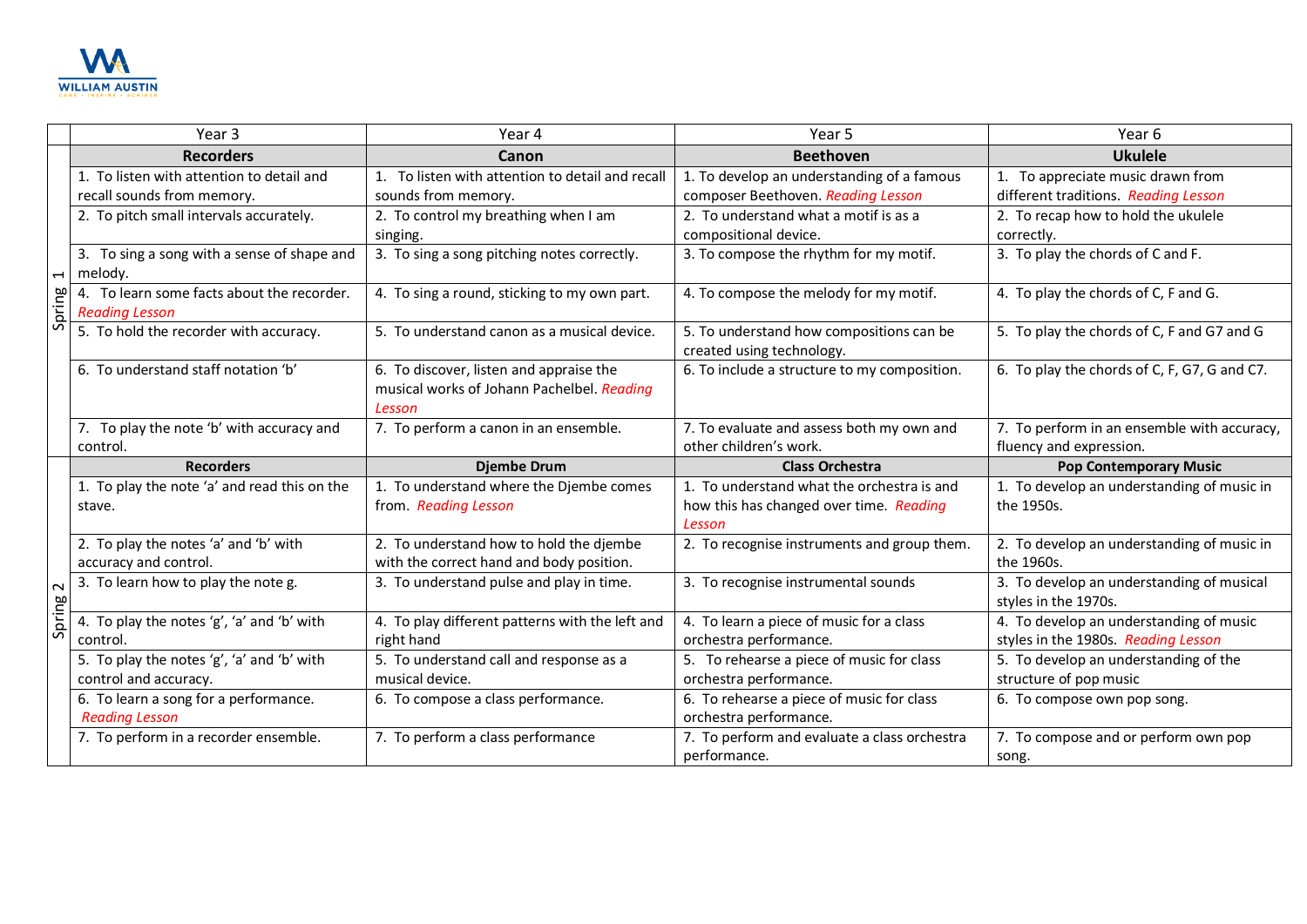| | Year 3 | Year 4 | Year 5 | Year 6 |
|---|---|---|---|---|
| Spring 1 | **Recorders** | **Canon** | **Beethoven** | **Ukulele** |
| | 1. To listen with attention to detail and recall sounds from memory. | 1. To listen with attention to detail and recall sounds from memory. | 1. To develop an understanding of a famous composer Beethoven. *Reading Lesson* | 1. To appreciate music drawn from different traditions. *Reading Lesson* |
| | 2. To pitch small intervals accurately. | 2. To control my breathing when I am singing. | 2. To understand what a motif is as a compositional device. | 2. To recap how to hold the ukulele correctly. |
| | 3. To sing a song with a sense of shape and melody. | 3. To sing a song pitching notes correctly. | 3. To compose the rhythm for my motif. | 3. To play the chords of C and F. |
| | 4. To learn some facts about the recorder. *Reading Lesson* | 4. To sing a round, sticking to my own part. | 4. To compose the melody for my motif. | 4. To play the chords of C, F and G. |
| | 5. To hold the recorder with accuracy. | 5. To understand canon as a musical device. | 5. To understand how compositions can be created using technology. | 5. To play the chords of C, F and G7 and G |
| | 6. To understand staff notation 'b' | 6. To discover, listen and appraise the musical works of Johann Pachelbel. *Reading Lesson* | 6. To include a structure to my composition. | 6. To play the chords of C, F, G7, G and C7. |
| | 7. To play the note 'b' with accuracy and control. | 7. To perform a canon in an ensemble. | 7. To evaluate and assess both my own and other children's work. | 7. To perform in an ensemble with accuracy, fluency and expression. |
| Spring 2 | **Recorders** | **Djembe Drum** | **Class Orchestra** | **Pop Contemporary Music** |
| | 1. To play the note 'a' and read this on the stave. | 1. To understand where the Djembe comes from. *Reading Lesson* | 1. To understand what the orchestra is and how this has changed over time. *Reading Lesson* | 1. To develop an understanding of music in the 1950s. |
| | 2. To play the notes 'a' and 'b' with accuracy and control. | 2. To understand how to hold the djembe with the correct hand and body position. | 2. To recognise instruments and group them. | 2. To develop an understanding of music in the 1960s. |
| | 3. To learn how to play the note g. | 3. To understand pulse and play in time. | 3. To recognise instrumental sounds | 3. To develop an understanding of musical styles in the 1970s. |
| | 4. To play the notes 'g', 'a' and 'b' with control. | 4. To play different patterns with the left and right hand | 4. To learn a piece of music for a class orchestra performance. | 4. To develop an understanding of music styles in the 1980s. *Reading Lesson* |
| | 5. To play the notes 'g', 'a' and 'b' with control and accuracy. | 5. To understand call and response as a musical device. | 5. To rehearse a piece of music for class orchestra performance. | 5. To develop an understanding of the structure of pop music |
| | 6. To learn a song for a performance. *Reading Lesson* | 6. To compose a class performance. | 6. To rehearse a piece of music for class orchestra performance. | 6. To compose own pop song. |
| | 7. To perform in a recorder ensemble. | 7. To perform a class performance | 7. To perform and evaluate a class orchestra performance. | 7. To compose and or perform own pop song. |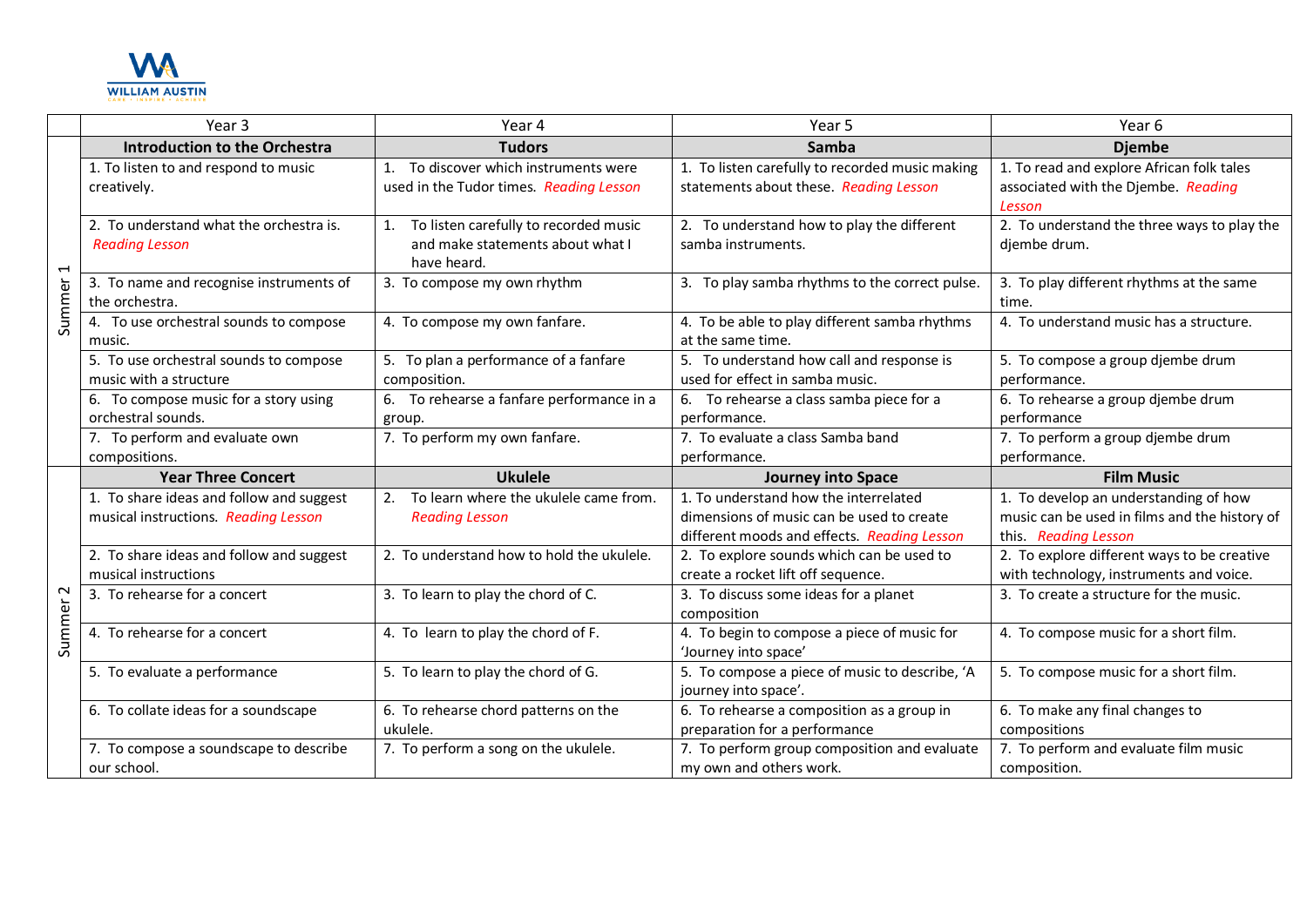| | Year 3 | Year 4 | Year 5 | Year 6 |
|---|---|---|---|---|
| Summer 1 | **Introduction to the Orchestra** | **Tudors** | **Samba** | **Djembe** |
| | 1. To listen to and respond to music creatively. | 1. To discover which instruments were used in the Tudor times. *Reading Lesson* | 1. To listen carefully to recorded music making statements about these. *Reading Lesson* | 1. To read and explore African folk tales associated with the Djembe. *Reading Lesson* |
| | 2. To understand what the orchestra is. *Reading Lesson* | 1. To listen carefully to recorded music and make statements about what I have heard. | 2. To understand how to play the different samba instruments. | 2. To understand the three ways to play the djembe drum. |
| | 3. To name and recognise instruments of the orchestra. | 3. To compose my own rhythm | 3. To play samba rhythms to the correct pulse. | 3. To play different rhythms at the same time. |
| | 4. To use orchestral sounds to compose music. | 4. To compose my own fanfare. | 4. To be able to play different samba rhythms at the same time. | 4. To understand music has a structure. |
| | 5. To use orchestral sounds to compose music with a structure | 5. To plan a performance of a fanfare composition. | 5. To understand how call and response is used for effect in samba music. | 5. To compose a group djembe drum performance. |
| | 6. To compose music for a story using orchestral sounds. | 6. To rehearse a fanfare performance in a group. | 6. To rehearse a class samba piece for a performance. | 6. To rehearse a group djembe drum performance |
| | 7. To perform and evaluate own compositions. | 7. To perform my own fanfare. | 7. To evaluate a class Samba band performance. | 7. To perform a group djembe drum performance. |
| Summer 2 | **Year Three Concert** | **Ukulele** | **Journey into Space** | **Film Music** |
| | 1. To share ideas and follow and suggest musical instructions. *Reading Lesson* | 2. To learn where the ukulele came from. *Reading Lesson* | 1. To understand how the interrelated dimensions of music can be used to create different moods and effects. *Reading Lesson* | 1. To develop an understanding of how music can be used in films and the history of this. *Reading Lesson* |
| | 2. To share ideas and follow and suggest musical instructions | 2. To understand how to hold the ukulele. | 2. To explore sounds which can be used to create a rocket lift off sequence. | 2. To explore different ways to be creative with technology, instruments and voice. |
| | 3. To rehearse for a concert | 3. To learn to play the chord of C. | 3. To discuss some ideas for a planet composition | 3. To create a structure for the music. |
| | 4. To rehearse for a concert | 4. To learn to play the chord of F. | 4. To begin to compose a piece of music for 'Journey into space' | 4. To compose music for a short film. |
| | 5. To evaluate a performance | 5. To learn to play the chord of G. | 5. To compose a piece of music to describe, 'A journey into space'. | 5. To compose music for a short film. |
| | 6. To collate ideas for a soundscape | 6. To rehearse chord patterns on the ukulele. | 6. To rehearse a composition as a group in preparation for a performance | 6. To make any final changes to compositions |
| | 7. To compose a soundscape to describe our school. | 7. To perform a song on the ukulele. | 7. To perform group composition and evaluate my own and others work. | 7. To perform and evaluate film music composition. |